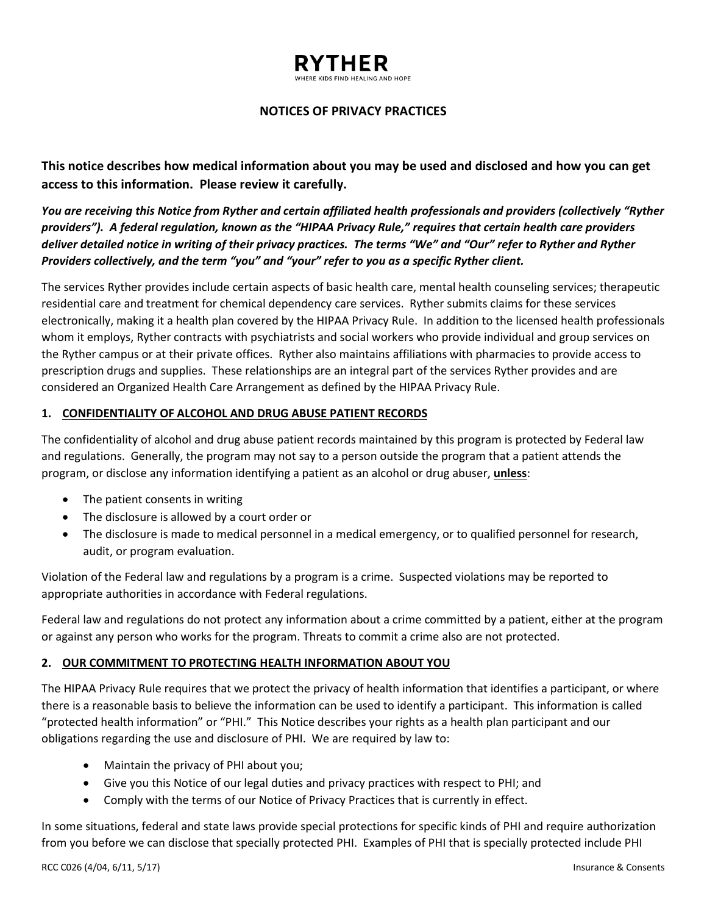**RYTHER**

WHERE KIDS FIND HEALING AND HOPE

# NOTICES OF PRIVACY PRACTICES

**This notice describes how medical information about you may be used and disclosed and how you can get access to this information. Please review it carefully.**

***You are receiving this Notice from Ryther and certain affiliated health professionals and providers (collectively "Ryther providers"). A federal regulation, known as the "HIPAA Privacy Rule," requires that certain health care providers deliver detailed notice in writing of their privacy practices. The terms "We" and "Our" refer to Ryther and Ryther Providers collectively, and the term "you" and "your" refer to you as a specific Ryther client.***

The services Ryther provides include certain aspects of basic health care, mental health counseling services; therapeutic residential care and treatment for chemical dependency care services. Ryther submits claims for these services electronically, making it a health plan covered by the HIPAA Privacy Rule. In addition to the licensed health professionals whom it employs, Ryther contracts with psychiatrists and social workers who provide individual and group services on the Ryther campus or at their private offices. Ryther also maintains affiliations with pharmacies to provide access to prescription drugs and supplies. These relationships are an integral part of the services Ryther provides and are considered an Organized Health Care Arrangement as defined by the HIPAA Privacy Rule.

## 1. CONFIDENTIALITY OF ALCOHOL AND DRUG ABUSE PATIENT RECORDS

The confidentiality of alcohol and drug abuse patient records maintained by this program is protected by Federal law and regulations. Generally, the program may not say to a person outside the program that a patient attends the program, or disclose any information identifying a patient as an alcohol or drug abuser, **unless**:

- The patient consents in writing
- The disclosure is allowed by a court order or
- The disclosure is made to medical personnel in a medical emergency, or to qualified personnel for research, audit, or program evaluation.

Violation of the Federal law and regulations by a program is a crime. Suspected violations may be reported to appropriate authorities in accordance with Federal regulations.

Federal law and regulations do not protect any information about a crime committed by a patient, either at the program or against any person who works for the program. Threats to commit a crime also are not protected.

## 2. OUR COMMITMENT TO PROTECTING HEALTH INFORMATION ABOUT YOU

The HIPAA Privacy Rule requires that we protect the privacy of health information that identifies a participant, or where there is a reasonable basis to believe the information can be used to identify a participant. This information is called "protected health information" or "PHI." This Notice describes your rights as a health plan participant and our obligations regarding the use and disclosure of PHI. We are required by law to:

- Maintain the privacy of PHI about you;
- Give you this Notice of our legal duties and privacy practices with respect to PHI; and
- Comply with the terms of our Notice of Privacy Practices that is currently in effect.

In some situations, federal and state laws provide special protections for specific kinds of PHI and require authorization from you before we can disclose that specially protected PHI. Examples of PHI that is specially protected include PHI

RCC C026 (4/04, 6/11, 5/17) Insurance & Consents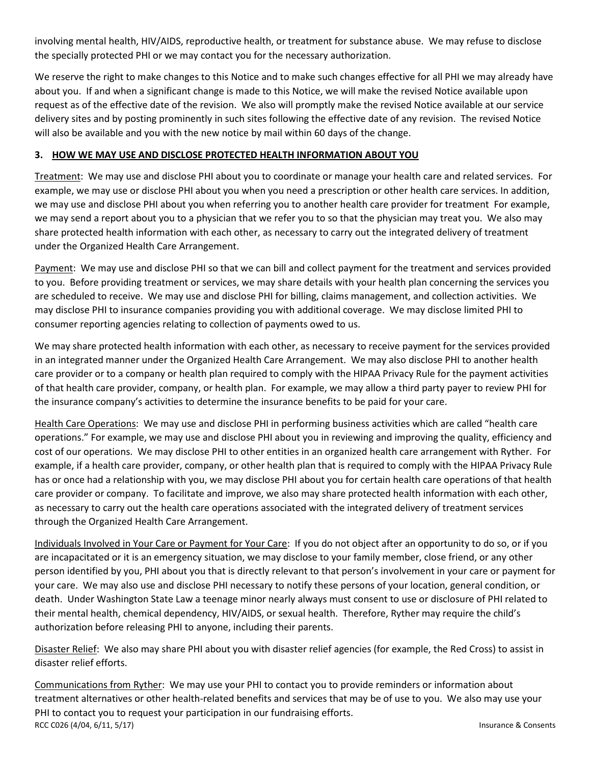involving mental health, HIV/AIDS, reproductive health, or treatment for substance abuse. We may refuse to disclose the specially protected PHI or we may contact you for the necessary authorization.

We reserve the right to make changes to this Notice and to make such changes effective for all PHI we may already have about you. If and when a significant change is made to this Notice, we will make the revised Notice available upon request as of the effective date of the revision. We also will promptly make the revised Notice available at our service delivery sites and by posting prominently in such sites following the effective date of any revision. The revised Notice will also be available and you with the new notice by mail within 60 days of the change.

### 3. HOW WE MAY USE AND DISCLOSE PROTECTED HEALTH INFORMATION ABOUT YOU

Treatment: We may use and disclose PHI about you to coordinate or manage your health care and related services. For example, we may use or disclose PHI about you when you need a prescription or other health care services. In addition, we may use and disclose PHI about you when referring you to another health care provider for treatment For example, we may send a report about you to a physician that we refer you to so that the physician may treat you. We also may share protected health information with each other, as necessary to carry out the integrated delivery of treatment under the Organized Health Care Arrangement.

Payment: We may use and disclose PHI so that we can bill and collect payment for the treatment and services provided to you. Before providing treatment or services, we may share details with your health plan concerning the services you are scheduled to receive. We may use and disclose PHI for billing, claims management, and collection activities. We may disclose PHI to insurance companies providing you with additional coverage. We may disclose limited PHI to consumer reporting agencies relating to collection of payments owed to us.

We may share protected health information with each other, as necessary to receive payment for the services provided in an integrated manner under the Organized Health Care Arrangement. We may also disclose PHI to another health care provider or to a company or health plan required to comply with the HIPAA Privacy Rule for the payment activities of that health care provider, company, or health plan. For example, we may allow a third party payer to review PHI for the insurance company's activities to determine the insurance benefits to be paid for your care.

Health Care Operations: We may use and disclose PHI in performing business activities which are called "health care operations." For example, we may use and disclose PHI about you in reviewing and improving the quality, efficiency and cost of our operations. We may disclose PHI to other entities in an organized health care arrangement with Ryther. For example, if a health care provider, company, or other health plan that is required to comply with the HIPAA Privacy Rule has or once had a relationship with you, we may disclose PHI about you for certain health care operations of that health care provider or company. To facilitate and improve, we also may share protected health information with each other, as necessary to carry out the health care operations associated with the integrated delivery of treatment services through the Organized Health Care Arrangement.

Individuals Involved in Your Care or Payment for Your Care: If you do not object after an opportunity to do so, or if you are incapacitated or it is an emergency situation, we may disclose to your family member, close friend, or any other person identified by you, PHI about you that is directly relevant to that person's involvement in your care or payment for your care. We may also use and disclose PHI necessary to notify these persons of your location, general condition, or death. Under Washington State Law a teenage minor nearly always must consent to use or disclosure of PHI related to their mental health, chemical dependency, HIV/AIDS, or sexual health. Therefore, Ryther may require the child's authorization before releasing PHI to anyone, including their parents.

Disaster Relief: We also may share PHI about you with disaster relief agencies (for example, the Red Cross) to assist in disaster relief efforts.

Communications from Ryther: We may use your PHI to contact you to provide reminders or information about treatment alternatives or other health-related benefits and services that may be of use to you. We also may use your PHI to contact you to request your participation in our fundraising efforts.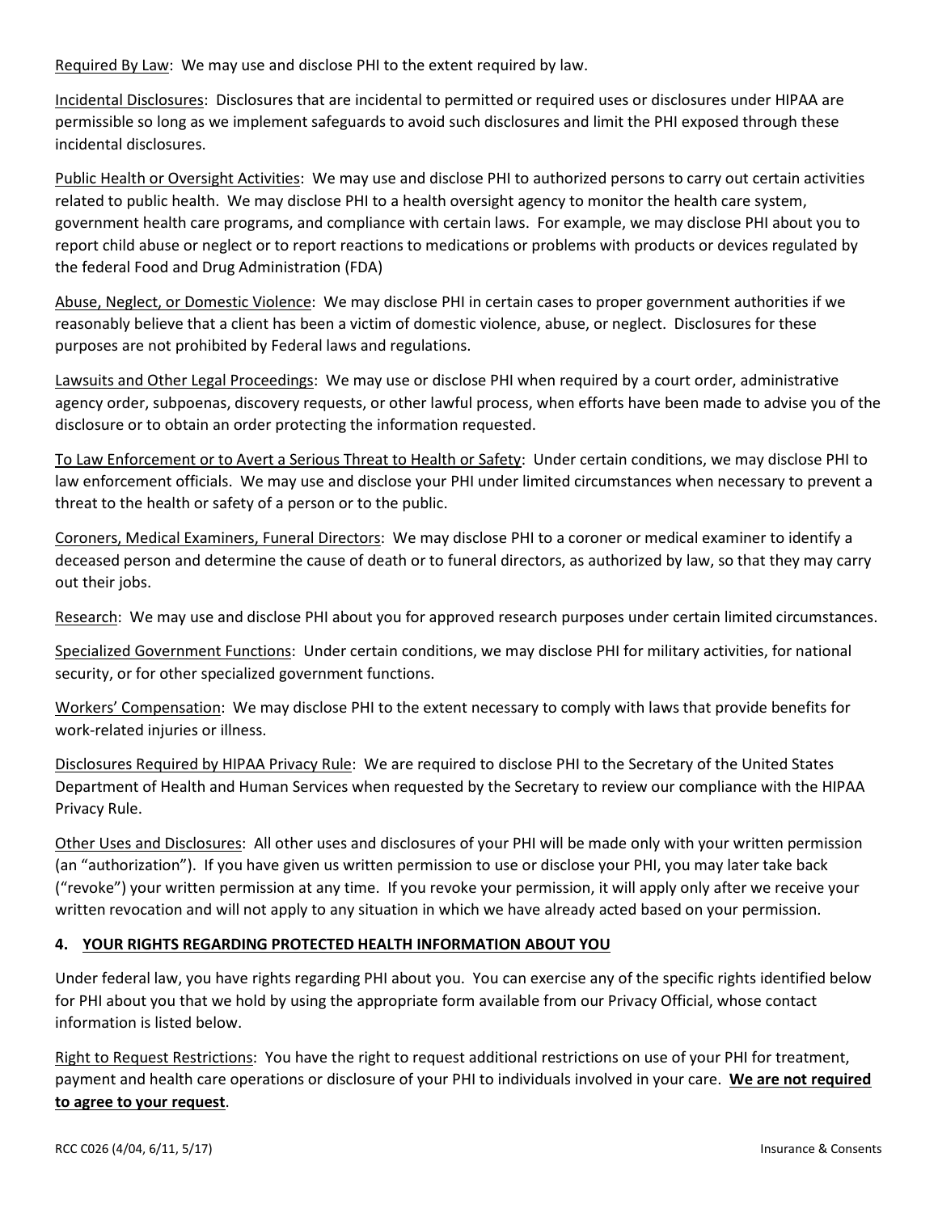Required By Law: We may use and disclose PHI to the extent required by law.

Incidental Disclosures: Disclosures that are incidental to permitted or required uses or disclosures under HIPAA are permissible so long as we implement safeguards to avoid such disclosures and limit the PHI exposed through these incidental disclosures.

Public Health or Oversight Activities: We may use and disclose PHI to authorized persons to carry out certain activities related to public health. We may disclose PHI to a health oversight agency to monitor the health care system, government health care programs, and compliance with certain laws. For example, we may disclose PHI about you to report child abuse or neglect or to report reactions to medications or problems with products or devices regulated by the federal Food and Drug Administration (FDA)

Abuse, Neglect, or Domestic Violence: We may disclose PHI in certain cases to proper government authorities if we reasonably believe that a client has been a victim of domestic violence, abuse, or neglect. Disclosures for these purposes are not prohibited by Federal laws and regulations.

Lawsuits and Other Legal Proceedings: We may use or disclose PHI when required by a court order, administrative agency order, subpoenas, discovery requests, or other lawful process, when efforts have been made to advise you of the disclosure or to obtain an order protecting the information requested.

To Law Enforcement or to Avert a Serious Threat to Health or Safety: Under certain conditions, we may disclose PHI to law enforcement officials. We may use and disclose your PHI under limited circumstances when necessary to prevent a threat to the health or safety of a person or to the public.

Coroners, Medical Examiners, Funeral Directors: We may disclose PHI to a coroner or medical examiner to identify a deceased person and determine the cause of death or to funeral directors, as authorized by law, so that they may carry out their jobs.

Research: We may use and disclose PHI about you for approved research purposes under certain limited circumstances.

Specialized Government Functions: Under certain conditions, we may disclose PHI for military activities, for national security, or for other specialized government functions.

Workers' Compensation: We may disclose PHI to the extent necessary to comply with laws that provide benefits for work-related injuries or illness.

Disclosures Required by HIPAA Privacy Rule: We are required to disclose PHI to the Secretary of the United States Department of Health and Human Services when requested by the Secretary to review our compliance with the HIPAA Privacy Rule.

Other Uses and Disclosures: All other uses and disclosures of your PHI will be made only with your written permission (an "authorization"). If you have given us written permission to use or disclose your PHI, you may later take back ("revoke") your written permission at any time. If you revoke your permission, it will apply only after we receive your written revocation and will not apply to any situation in which we have already acted based on your permission.

## 4. YOUR RIGHTS REGARDING PROTECTED HEALTH INFORMATION ABOUT YOU

Under federal law, you have rights regarding PHI about you. You can exercise any of the specific rights identified below for PHI about you that we hold by using the appropriate form available from our Privacy Official, whose contact information is listed below.

Right to Request Restrictions: You have the right to request additional restrictions on use of your PHI for treatment, payment and health care operations or disclosure of your PHI to individuals involved in your care. **We are not required to agree to your request**.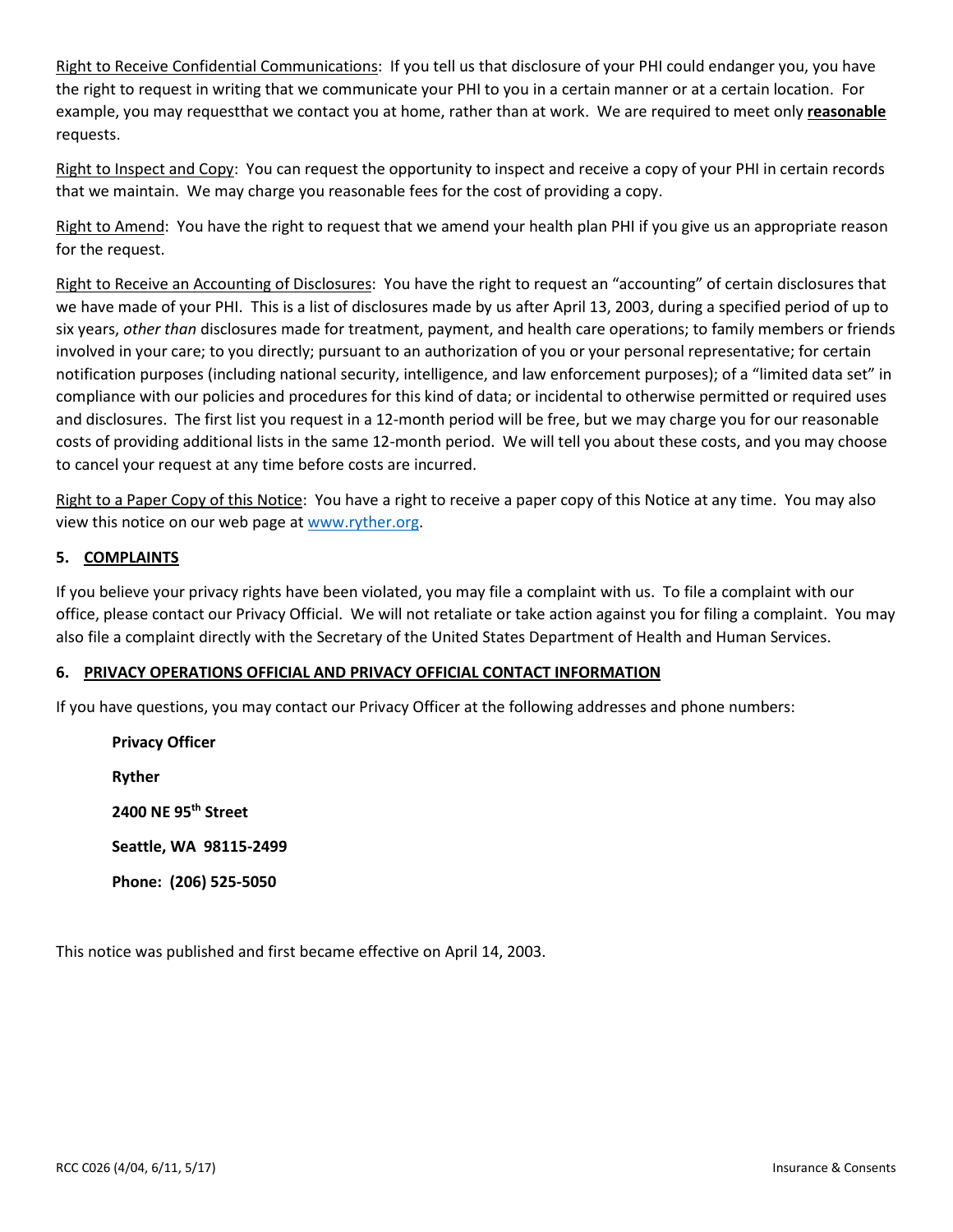<u>Right to Receive Confidential Communications</u>: If you tell us that disclosure of your PHI could endanger you, you have the right to request in writing that we communicate your PHI to you in a certain manner or at a certain location. For example, you may requestthat we contact you at home, rather than at work. We are required to meet only **<u>reasonable</u>** requests.

<u>Right to Inspect and Copy</u>: You can request the opportunity to inspect and receive a copy of your PHI in certain records that we maintain. We may charge you reasonable fees for the cost of providing a copy.

<u>Right to Amend</u>: You have the right to request that we amend your health plan PHI if you give us an appropriate reason for the request.

<u>Right to Receive an Accounting of Disclosures</u>: You have the right to request an "accounting" of certain disclosures that we have made of your PHI. This is a list of disclosures made by us after April 13, 2003, during a specified period of up to six years, *other than* disclosures made for treatment, payment, and health care operations; to family members or friends involved in your care; to you directly; pursuant to an authorization of you or your personal representative; for certain notification purposes (including national security, intelligence, and law enforcement purposes); of a "limited data set" in compliance with our policies and procedures for this kind of data; or incidental to otherwise permitted or required uses and disclosures. The first list you request in a 12-month period will be free, but we may charge you for our reasonable costs of providing additional lists in the same 12-month period. We will tell you about these costs, and you may choose to cancel your request at any time before costs are incurred.

<u>Right to a Paper Copy of this Notice</u>: You have a right to receive a paper copy of this Notice at any time. You may also view this notice on our web page at www.ryther.org.

## 5. <u>COMPLAINTS</u>

If you believe your privacy rights have been violated, you may file a complaint with us. To file a complaint with our office, please contact our Privacy Official. We will not retaliate or take action against you for filing a complaint. You may also file a complaint directly with the Secretary of the United States Department of Health and Human Services.

## 6. <u>PRIVACY OPERATIONS OFFICIAL AND PRIVACY OFFICIAL CONTACT INFORMATION</u>

If you have questions, you may contact our Privacy Officer at the following addresses and phone numbers:

**Privacy Officer**

**Ryther**

**2400 NE 95th Street**

**Seattle, WA 98115-2499**

**Phone: (206) 525-5050**

This notice was published and first became effective on April 14, 2003.

RCC C026 (4/04, 6/11, 5/17) Insurance & Consents